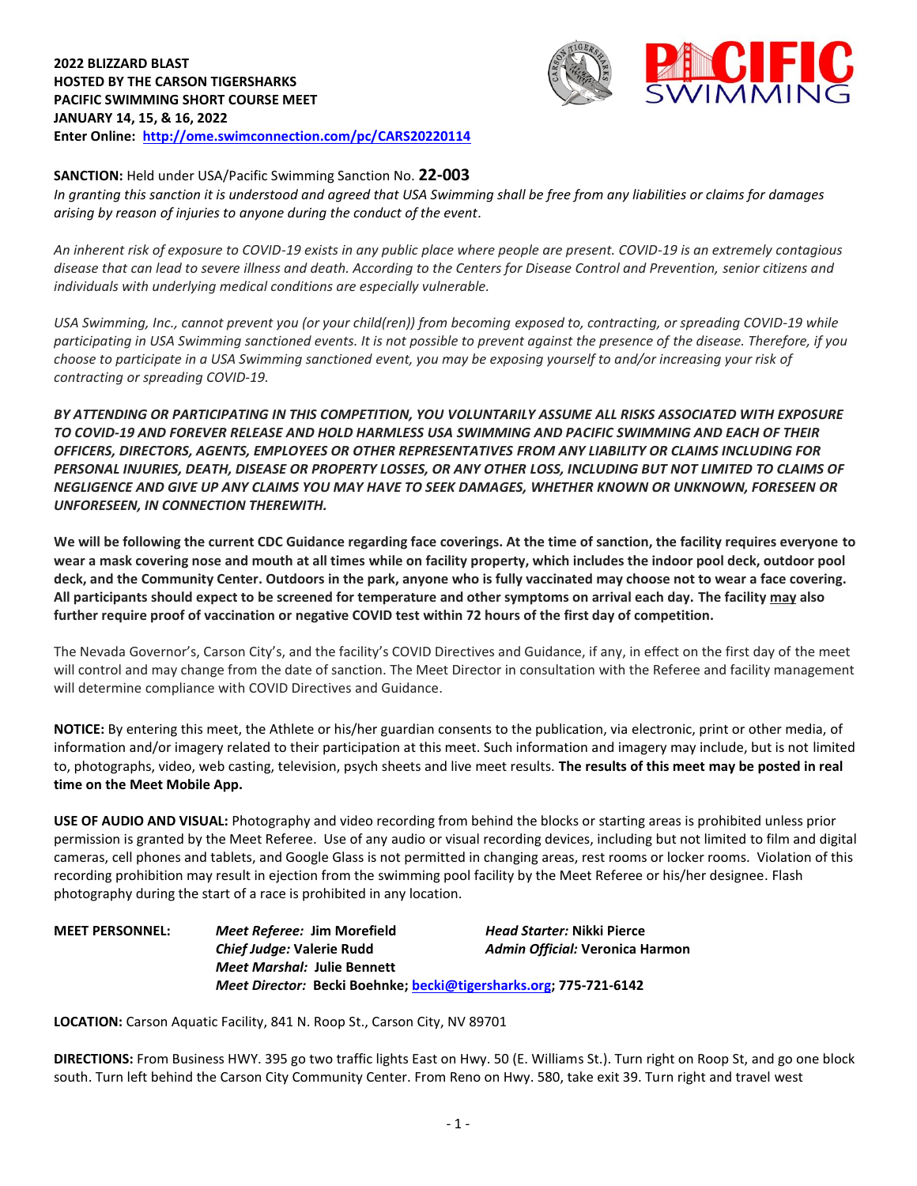**2022 BLIZZARD BLAST**
**HOSTED BY THE CARSON TIGERSHARKS**
**PACIFIC SWIMMING SHORT COURSE MEET**
**JANUARY 14, 15, & 16, 2022**
**Enter Online: [http://ome.swimconnection.com/pc/CARS20220114](http://ome.swimconnection.com/pc/CARS20220114)**

**SANCTION:** Held under USA/Pacific Swimming Sanction No. **22-003**
*In granting this sanction it is understood and agreed that USA Swimming shall be free from any liabilities or claims for damages arising by reason of injuries to anyone during the conduct of the event.*

*An inherent risk of exposure to COVID-19 exists in any public place where people are present. COVID-19 is an extremely contagious disease that can lead to severe illness and death. According to the Centers for Disease Control and Prevention, senior citizens and individuals with underlying medical conditions are especially vulnerable.*

*USA Swimming, Inc., cannot prevent you (or your child(ren)) from becoming exposed to, contracting, or spreading COVID-19 while participating in USA Swimming sanctioned events. It is not possible to prevent against the presence of the disease. Therefore, if you choose to participate in a USA Swimming sanctioned event, you may be exposing yourself to and/or increasing your risk of contracting or spreading COVID-19.*

***BY ATTENDING OR PARTICIPATING IN THIS COMPETITION, YOU VOLUNTARILY ASSUME ALL RISKS ASSOCIATED WITH EXPOSURE TO COVID-19 AND FOREVER RELEASE AND HOLD HARMLESS USA SWIMMING AND PACIFIC SWIMMING AND EACH OF THEIR OFFICERS, DIRECTORS, AGENTS, EMPLOYEES OR OTHER REPRESENTATIVES FROM ANY LIABILITY OR CLAIMS INCLUDING FOR PERSONAL INJURIES, DEATH, DISEASE OR PROPERTY LOSSES, OR ANY OTHER LOSS, INCLUDING BUT NOT LIMITED TO CLAIMS OF NEGLIGENCE AND GIVE UP ANY CLAIMS YOU MAY HAVE TO SEEK DAMAGES, WHETHER KNOWN OR UNKNOWN, FORESEEN OR UNFORESEEN, IN CONNECTION THEREWITH.***

**We will be following the current CDC Guidance regarding face coverings. At the time of sanction, the facility requires everyone to wear a mask covering nose and mouth at all times while on facility property, which includes the indoor pool deck, outdoor pool deck, and the Community Center. Outdoors in the park, anyone who is fully vaccinated may choose not to wear a face covering. All participants should expect to be screened for temperature and other symptoms on arrival each day. The facility may also further require proof of vaccination or negative COVID test within 72 hours of the first day of competition.**

The Nevada Governor's, Carson City's, and the facility's COVID Directives and Guidance, if any, in effect on the first day of the meet will control and may change from the date of sanction. The Meet Director in consultation with the Referee and facility management will determine compliance with COVID Directives and Guidance.

**NOTICE:** By entering this meet, the Athlete or his/her guardian consents to the publication, via electronic, print or other media, of information and/or imagery related to their participation at this meet. Such information and imagery may include, but is not limited to, photographs, video, web casting, television, psych sheets and live meet results. **The results of this meet may be posted in real time on the Meet Mobile App.**

**USE OF AUDIO AND VISUAL:** Photography and video recording from behind the blocks or starting areas is prohibited unless prior permission is granted by the Meet Referee. Use of any audio or visual recording devices, including but not limited to film and digital cameras, cell phones and tablets, and Google Glass is not permitted in changing areas, rest rooms or locker rooms. Violation of this recording prohibition may result in ejection from the swimming pool facility by the Meet Referee or his/her designee. Flash photography during the start of a race is prohibited in any location.

**MEET PERSONNEL:**
- ***Meet Referee:*** **Jim Morefield**
- ***Head Starter:*** **Nikki Pierce**
- ***Chief Judge:*** **Valerie Rudd**
- ***Admin Official:*** **Veronica Harmon**
- ***Meet Marshal:*** **Julie Bennett**
- ***Meet Director:*** **Becki Boehnke; [becki@tigersharks.org](mailto:becki@tigersharks.org); 775-721-6142**

**LOCATION:** Carson Aquatic Facility, 841 N. Roop St., Carson City, NV 89701

**DIRECTIONS:** From Business HWY. 395 go two traffic lights East on Hwy. 50 (E. Williams St.). Turn right on Roop St, and go one block south. Turn left behind the Carson City Community Center. From Reno on Hwy. 580, take exit 39. Turn right and travel west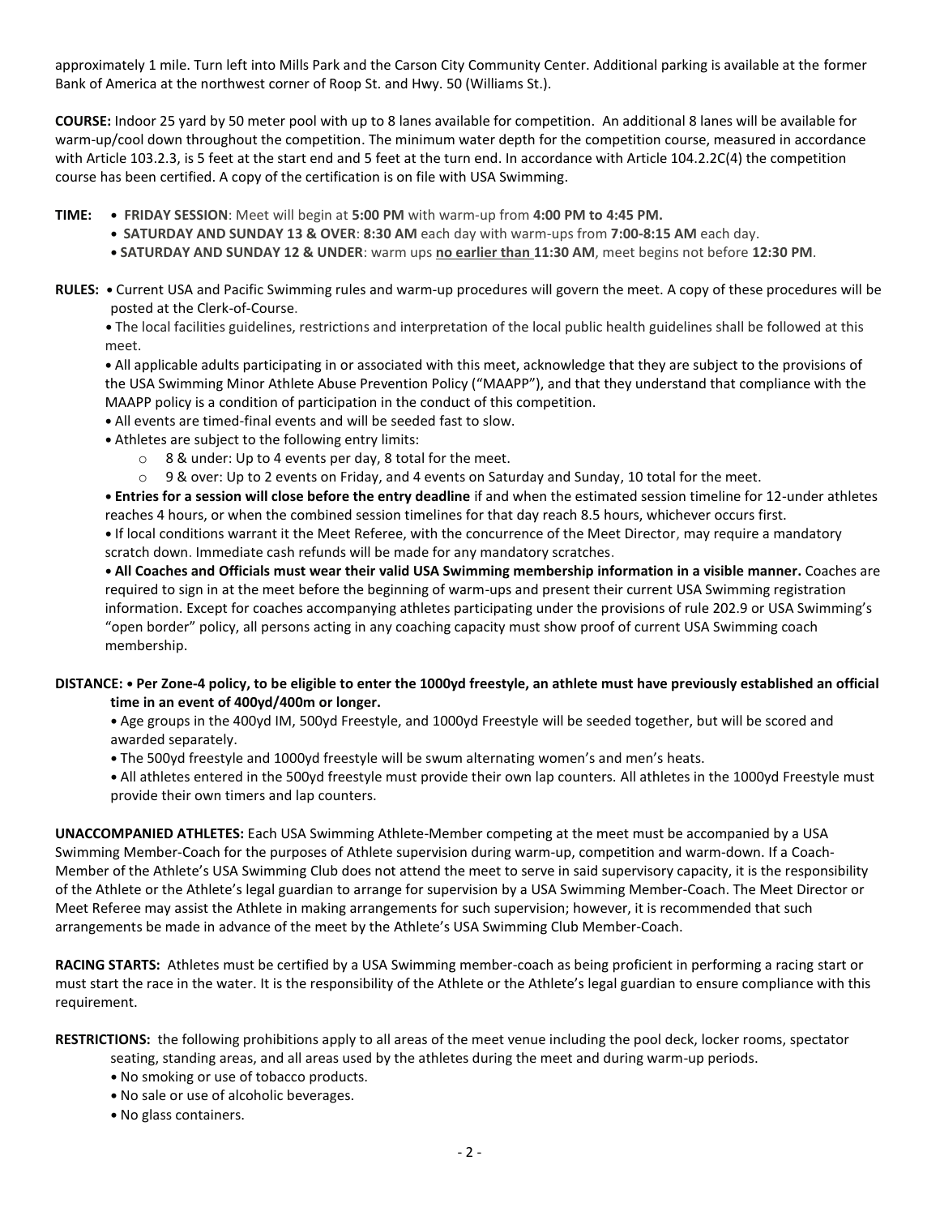approximately 1 mile. Turn left into Mills Park and the Carson City Community Center. Additional parking is available at the former Bank of America at the northwest corner of Roop St. and Hwy. 50 (Williams St.).

**COURSE:** Indoor 25 yard by 50 meter pool with up to 8 lanes available for competition. An additional 8 lanes will be available for warm-up/cool down throughout the competition. The minimum water depth for the competition course, measured in accordance with Article 103.2.3, is 5 feet at the start end and 5 feet at the turn end. In accordance with Article 104.2.2C(4) the competition course has been certified. A copy of the certification is on file with USA Swimming.

**TIME:**

- **FRIDAY SESSION**: Meet will begin at **5:00 PM** with warm-up from **4:00 PM to 4:45 PM.**
- **SATURDAY AND SUNDAY 13 & OVER**: **8:30 AM** each day with warm-ups from **7:00-8:15 AM** each day.
- **SATURDAY AND SUNDAY 12 & UNDER**: warm ups **no earlier than 11:30 AM**, meet begins not before **12:30 PM**.

**RULES:**

- Current USA and Pacific Swimming rules and warm-up procedures will govern the meet. A copy of these procedures will be posted at the Clerk-of-Course.
- The local facilities guidelines, restrictions and interpretation of the local public health guidelines shall be followed at this meet.
- All applicable adults participating in or associated with this meet, acknowledge that they are subject to the provisions of the USA Swimming Minor Athlete Abuse Prevention Policy ("MAAPP"), and that they understand that compliance with the MAAPP policy is a condition of participation in the conduct of this competition.
- All events are timed-final events and will be seeded fast to slow.
- Athletes are subject to the following entry limits:
  - 8 & under: Up to 4 events per day, 8 total for the meet.
  - 9 & over: Up to 2 events on Friday, and 4 events on Saturday and Sunday, 10 total for the meet.
- **Entries for a session will close before the entry deadline** if and when the estimated session timeline for 12-under athletes reaches 4 hours, or when the combined session timelines for that day reach 8.5 hours, whichever occurs first.
- If local conditions warrant it the Meet Referee, with the concurrence of the Meet Director, may require a mandatory scratch down. Immediate cash refunds will be made for any mandatory scratches.
- **All Coaches and Officials must wear their valid USA Swimming membership information in a visible manner.** Coaches are required to sign in at the meet before the beginning of warm-ups and present their current USA Swimming registration information. Except for coaches accompanying athletes participating under the provisions of rule 202.9 or USA Swimming's "open border" policy, all persons acting in any coaching capacity must show proof of current USA Swimming coach membership.

**DISTANCE:**

- **Per Zone-4 policy, to be eligible to enter the 1000yd freestyle, an athlete must have previously established an official time in an event of 400yd/400m or longer.**
- Age groups in the 400yd IM, 500yd Freestyle, and 1000yd Freestyle will be seeded together, but will be scored and awarded separately.
- The 500yd freestyle and 1000yd freestyle will be swum alternating women's and men's heats.
- All athletes entered in the 500yd freestyle must provide their own lap counters. All athletes in the 1000yd Freestyle must provide their own timers and lap counters.

**UNACCOMPANIED ATHLETES:** Each USA Swimming Athlete-Member competing at the meet must be accompanied by a USA Swimming Member-Coach for the purposes of Athlete supervision during warm-up, competition and warm-down. If a Coach-Member of the Athlete's USA Swimming Club does not attend the meet to serve in said supervisory capacity, it is the responsibility of the Athlete or the Athlete's legal guardian to arrange for supervision by a USA Swimming Member-Coach. The Meet Director or Meet Referee may assist the Athlete in making arrangements for such supervision; however, it is recommended that such arrangements be made in advance of the meet by the Athlete's USA Swimming Club Member-Coach.

**RACING STARTS:** Athletes must be certified by a USA Swimming member-coach as being proficient in performing a racing start or must start the race in the water. It is the responsibility of the Athlete or the Athlete's legal guardian to ensure compliance with this requirement.

**RESTRICTIONS:** the following prohibitions apply to all areas of the meet venue including the pool deck, locker rooms, spectator seating, standing areas, and all areas used by the athletes during the meet and during warm-up periods.

- No smoking or use of tobacco products.
- No sale or use of alcoholic beverages.
- No glass containers.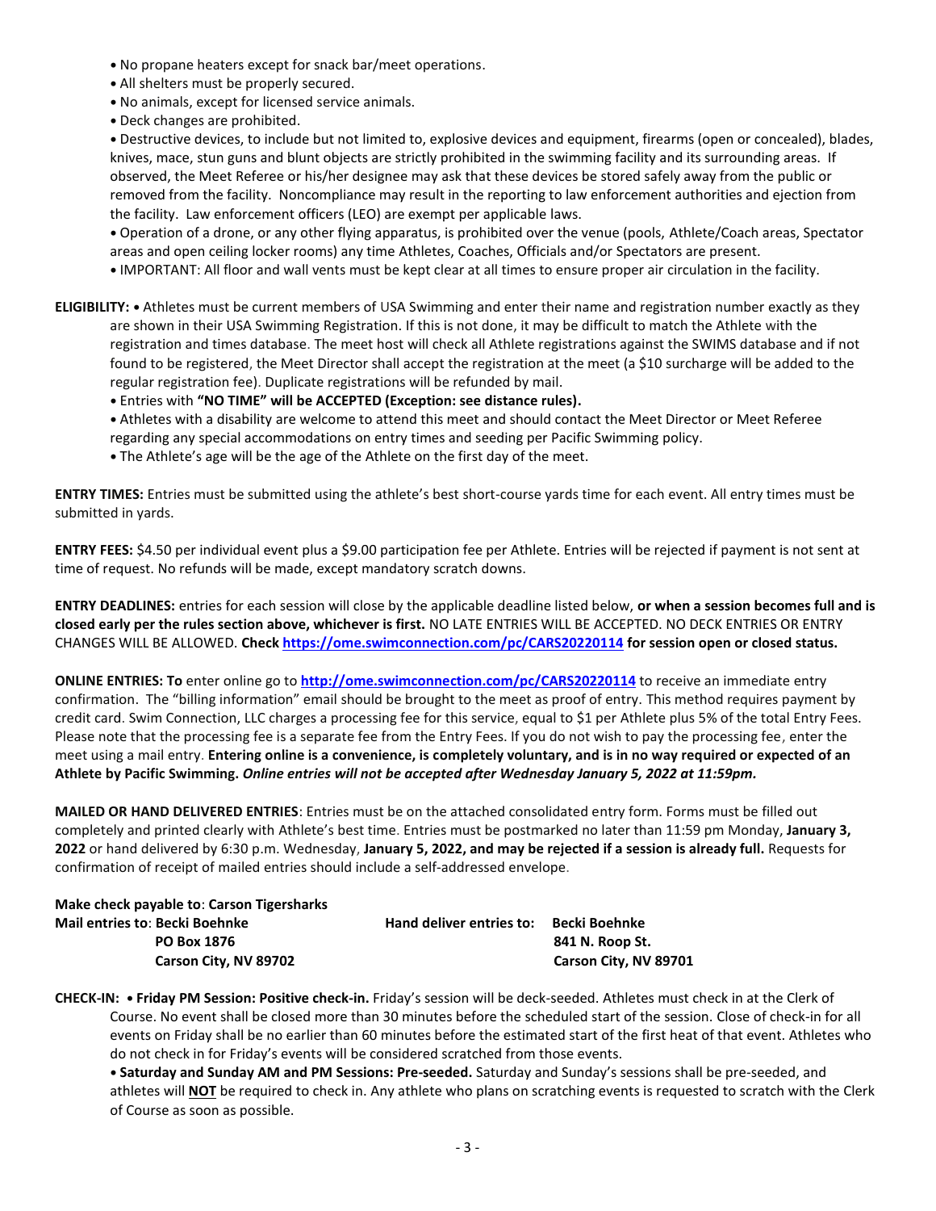- No propane heaters except for snack bar/meet operations.
- All shelters must be properly secured.
- No animals, except for licensed service animals.
- Deck changes are prohibited.
- Destructive devices, to include but not limited to, explosive devices and equipment, firearms (open or concealed), blades, knives, mace, stun guns and blunt objects are strictly prohibited in the swimming facility and its surrounding areas. If observed, the Meet Referee or his/her designee may ask that these devices be stored safely away from the public or removed from the facility. Noncompliance may result in the reporting to law enforcement authorities and ejection from the facility. Law enforcement officers (LEO) are exempt per applicable laws.
- Operation of a drone, or any other flying apparatus, is prohibited over the venue (pools, Athlete/Coach areas, Spectator areas and open ceiling locker rooms) any time Athletes, Coaches, Officials and/or Spectators are present.
- IMPORTANT: All floor and wall vents must be kept clear at all times to ensure proper air circulation in the facility.

**ELIGIBILITY:** • Athletes must be current members of USA Swimming and enter their name and registration number exactly as they are shown in their USA Swimming Registration. If this is not done, it may be difficult to match the Athlete with the registration and times database. The meet host will check all Athlete registrations against the SWIMS database and if not found to be registered, the Meet Director shall accept the registration at the meet (a $10 surcharge will be added to the regular registration fee). Duplicate registrations will be refunded by mail.

- Entries with **"NO TIME" will be ACCEPTED (Exception: see distance rules).**
- Athletes with a disability are welcome to attend this meet and should contact the Meet Director or Meet Referee regarding any special accommodations on entry times and seeding per Pacific Swimming policy.
- The Athlete's age will be the age of the Athlete on the first day of the meet.

**ENTRY TIMES:** Entries must be submitted using the athlete's best short-course yards time for each event. All entry times must be submitted in yards.

**ENTRY FEES:** $4.50 per individual event plus a $9.00 participation fee per Athlete. Entries will be rejected if payment is not sent at time of request. No refunds will be made, except mandatory scratch downs.

**ENTRY DEADLINES:** entries for each session will close by the applicable deadline listed below, **or when a session becomes full and is closed early per the rules section above, whichever is first.** NO LATE ENTRIES WILL BE ACCEPTED. NO DECK ENTRIES OR ENTRY CHANGES WILL BE ALLOWED. **Check https://ome.swimconnection.com/pc/CARS20220114 for session open or closed status.**

**ONLINE ENTRIES: To** enter online go to **http://ome.swimconnection.com/pc/CARS20220114** to receive an immediate entry confirmation. The "billing information" email should be brought to the meet as proof of entry. This method requires payment by credit card. Swim Connection, LLC charges a processing fee for this service, equal to $1 per Athlete plus 5% of the total Entry Fees. Please note that the processing fee is a separate fee from the Entry Fees. If you do not wish to pay the processing fee, enter the meet using a mail entry. **Entering online is a convenience, is completely voluntary, and is in no way required or expected of an Athlete by Pacific Swimming.** ***Online entries will not be accepted after Wednesday January 5, 2022 at 11:59pm.***

**MAILED OR HAND DELIVERED ENTRIES**: Entries must be on the attached consolidated entry form. Forms must be filled out completely and printed clearly with Athlete's best time. Entries must be postmarked no later than 11:59 pm Monday, **January 3, 2022** or hand delivered by 6:30 p.m. Wednesday, **January 5, 2022, and may be rejected if a session is already full.** Requests for confirmation of receipt of mailed entries should include a self-addressed envelope.

**Make check payable to**: **Carson Tigersharks**

**Mail entries to**: **Becki Boehnke**
**PO Box 1876**
**Carson City, NV 89702**

**Hand deliver entries to:** **Becki Boehnke**
**841 N. Roop St.**
**Carson City, NV 89701**

**CHECK-IN:** • **Friday PM Session: Positive check-in.** Friday's session will be deck-seeded. Athletes must check in at the Clerk of Course. No event shall be closed more than 30 minutes before the scheduled start of the session. Close of check-in for all events on Friday shall be no earlier than 60 minutes before the estimated start of the first heat of that event. Athletes who do not check in for Friday's events will be considered scratched from those events.

- **Saturday and Sunday AM and PM Sessions: Pre-seeded.** Saturday and Sunday's sessions shall be pre-seeded, and athletes will **NOT** be required to check in. Any athlete who plans on scratching events is requested to scratch with the Clerk of Course as soon as possible.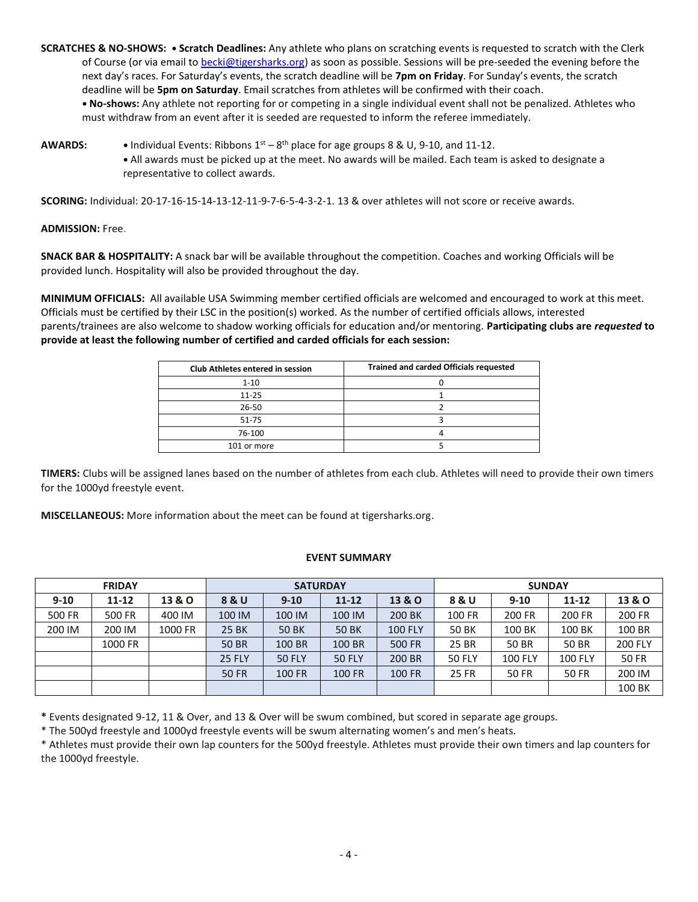**SCRATCHES & NO-SHOWS:** • **Scratch Deadlines:** Any athlete who plans on scratching events is requested to scratch with the Clerk of Course (or via email to becki@tigersharks.org) as soon as possible. Sessions will be pre-seeded the evening before the next day's races. For Saturday's events, the scratch deadline will be **7pm on Friday**. For Sunday's events, the scratch deadline will be **5pm on Saturday**. Email scratches from athletes will be confirmed with their coach.

• **No-shows:** Any athlete not reporting for or competing in a single individual event shall not be penalized. Athletes who must withdraw from an event after it is seeded are requested to inform the referee immediately.

**AWARDS:**
- Individual Events: Ribbons 1st – 8th place for age groups 8 & U, 9-10, and 11-12.
- All awards must be picked up at the meet. No awards will be mailed. Each team is asked to designate a representative to collect awards.

**SCORING:** Individual: 20-17-16-15-14-13-12-11-9-7-6-5-4-3-2-1. 13 & over athletes will not score or receive awards.

**ADMISSION:** Free.

**SNACK BAR & HOSPITALITY:** A snack bar will be available throughout the competition. Coaches and working Officials will be provided lunch. Hospitality will also be provided throughout the day.

**MINIMUM OFFICIALS:** All available USA Swimming member certified officials are welcomed and encouraged to work at this meet. Officials must be certified by their LSC in the position(s) worked. As the number of certified officials allows, interested parents/trainees are also welcome to shadow working officials for education and/or mentoring. **Participating clubs are *requested* to provide at least the following number of certified and carded officials for each session:**

| Club Athletes entered in session | Trained and carded Officials requested |
|---|---|
| 1-10 | 0 |
| 11-25 | 1 |
| 26-50 | 2 |
| 51-75 | 3 |
| 76-100 | 4 |
| 101 or more | 5 |

**TIMERS:** Clubs will be assigned lanes based on the number of athletes from each club. Athletes will need to provide their own timers for the 1000yd freestyle event.

**MISCELLANEOUS:** More information about the meet can be found at tigersharks.org.

**EVENT SUMMARY**

| FRIDAY | | | SATURDAY | | | | SUNDAY | | | |
|---|---|---|---|---|---|---|---|---|---|---|
| 9-10 | 11-12 | 13 & O | 8 & U | 9-10 | 11-12 | 13 & O | 8 & U | 9-10 | 11-12 | 13 & O |
| 500 FR | 500 FR | 400 IM | 100 IM | 100 IM | 100 IM | 200 BK | 100 FR | 200 FR | 200 FR | 200 FR |
| 200 IM | 200 IM | 1000 FR | 25 BK | 50 BK | 50 BK | 100 FLY | 50 BK | 100 BK | 100 BK | 100 BR |
| | 1000 FR | | 50 BR | 100 BR | 100 BR | 500 FR | 25 BR | 50 BR | 50 BR | 200 FLY |
| | | | 25 FLY | 50 FLY | 50 FLY | 200 BR | 50 FLY | 100 FLY | 100 FLY | 50 FR |
| | | | 50 FR | 100 FR | 100 FR | 100 FR | 25 FR | 50 FR | 50 FR | 200 IM |
| | | | | | | | | | | 100 BK |

* Events designated 9-12, 11 & Over, and 13 & Over will be swum combined, but scored in separate age groups.
* The 500yd freestyle and 1000yd freestyle events will be swum alternating women's and men's heats.
* Athletes must provide their own lap counters for the 500yd freestyle. Athletes must provide their own timers and lap counters for the 1000yd freestyle.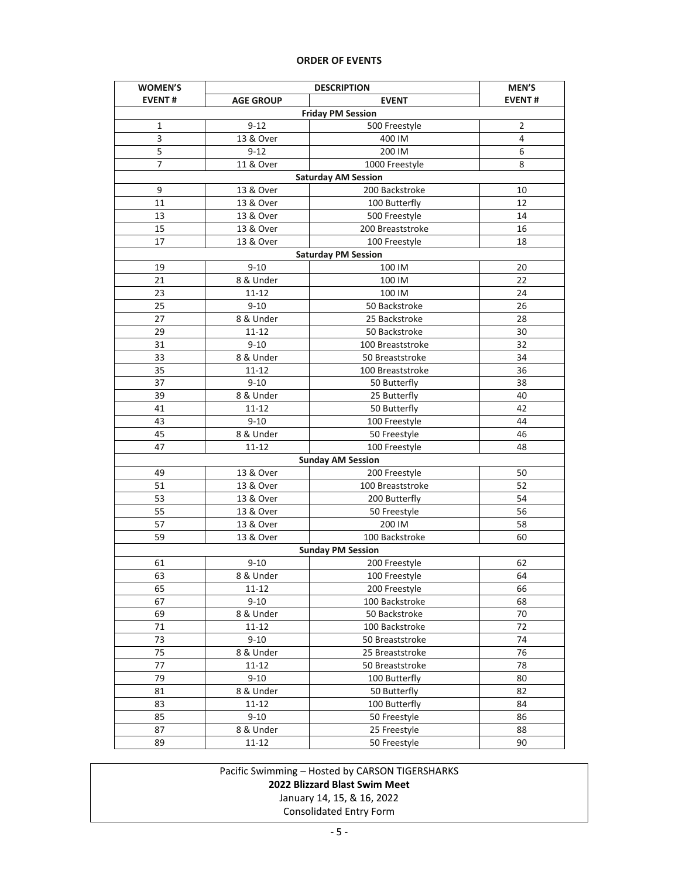## ORDER OF EVENTS

| WOMEN'S EVENT # | DESCRIPTION | | MEN'S EVENT # |
|---|---|---|---|
| | AGE GROUP | EVENT | |
| **Friday PM Session** | | | |
| 1 | 9-12 | 500 Freestyle | 2 |
| 3 | 13 & Over | 400 IM | 4 |
| 5 | 9-12 | 200 IM | 6 |
| 7 | 11 & Over | 1000 Freestyle | 8 |
| **Saturday AM Session** | | | |
| 9 | 13 & Over | 200 Backstroke | 10 |
| 11 | 13 & Over | 100 Butterfly | 12 |
| 13 | 13 & Over | 500 Freestyle | 14 |
| 15 | 13 & Over | 200 Breaststroke | 16 |
| 17 | 13 & Over | 100 Freestyle | 18 |
| **Saturday PM Session** | | | |
| 19 | 9-10 | 100 IM | 20 |
| 21 | 8 & Under | 100 IM | 22 |
| 23 | 11-12 | 100 IM | 24 |
| 25 | 9-10 | 50 Backstroke | 26 |
| 27 | 8 & Under | 25 Backstroke | 28 |
| 29 | 11-12 | 50 Backstroke | 30 |
| 31 | 9-10 | 100 Breaststroke | 32 |
| 33 | 8 & Under | 50 Breaststroke | 34 |
| 35 | 11-12 | 100 Breaststroke | 36 |
| 37 | 9-10 | 50 Butterfly | 38 |
| 39 | 8 & Under | 25 Butterfly | 40 |
| 41 | 11-12 | 50 Butterfly | 42 |
| 43 | 9-10 | 100 Freestyle | 44 |
| 45 | 8 & Under | 50 Freestyle | 46 |
| 47 | 11-12 | 100 Freestyle | 48 |
| **Sunday AM Session** | | | |
| 49 | 13 & Over | 200 Freestyle | 50 |
| 51 | 13 & Over | 100 Breaststroke | 52 |
| 53 | 13 & Over | 200 Butterfly | 54 |
| 55 | 13 & Over | 50 Freestyle | 56 |
| 57 | 13 & Over | 200 IM | 58 |
| 59 | 13 & Over | 100 Backstroke | 60 |
| **Sunday PM Session** | | | |
| 61 | 9-10 | 200 Freestyle | 62 |
| 63 | 8 & Under | 100 Freestyle | 64 |
| 65 | 11-12 | 200 Freestyle | 66 |
| 67 | 9-10 | 100 Backstroke | 68 |
| 69 | 8 & Under | 50 Backstroke | 70 |
| 71 | 11-12 | 100 Backstroke | 72 |
| 73 | 9-10 | 50 Breaststroke | 74 |
| 75 | 8 & Under | 25 Breaststroke | 76 |
| 77 | 11-12 | 50 Breaststroke | 78 |
| 79 | 9-10 | 100 Butterfly | 80 |
| 81 | 8 & Under | 50 Butterfly | 82 |
| 83 | 11-12 | 100 Butterfly | 84 |
| 85 | 9-10 | 50 Freestyle | 86 |
| 87 | 8 & Under | 25 Freestyle | 88 |
| 89 | 11-12 | 50 Freestyle | 90 |

Pacific Swimming – Hosted by CARSON TIGERSHARKS

**2022 Blizzard Blast Swim Meet**

January 14, 15, & 16, 2022

Consolidated Entry Form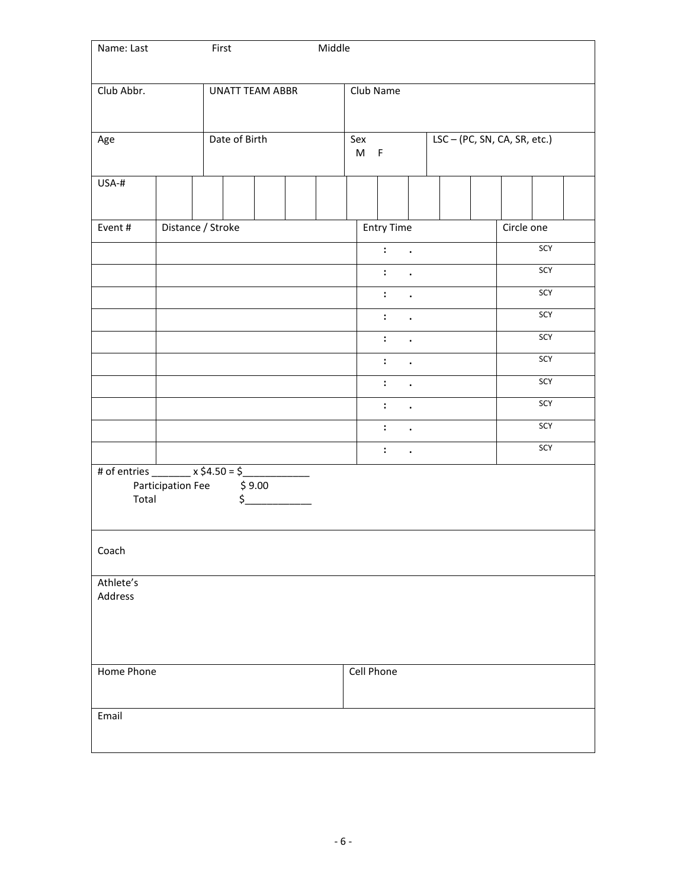| Name: Last | First | Middle | | |
|---|---|---|---|---|
| Club Abbr. | UNATT TEAM ABBR | Club Name | | |
| Age | Date of Birth | Sex<br>M F | LSC – (PC, SN, CA, SR, etc.) | |
| USA-# | | | | |

| Event # | Distance / Stroke | Entry Time | Circle one |
|---|---|---|---|
| | | : . | SCY |
| | | : . | SCY |
| | | : . | SCY |
| | | : . | SCY |
| | | : . | SCY |
| | | : . | SCY |
| | | : . | SCY |
| | | : . | SCY |
| | | : . | SCY |
| | | : . | SCY |

# of entries _______ x $4.50 = $____________

Participation Fee $ 9.00

Total $____________

| | |
|---|---|
| Coach | |
| Athlete's Address | |
| Home Phone | Cell Phone |
| Email | |